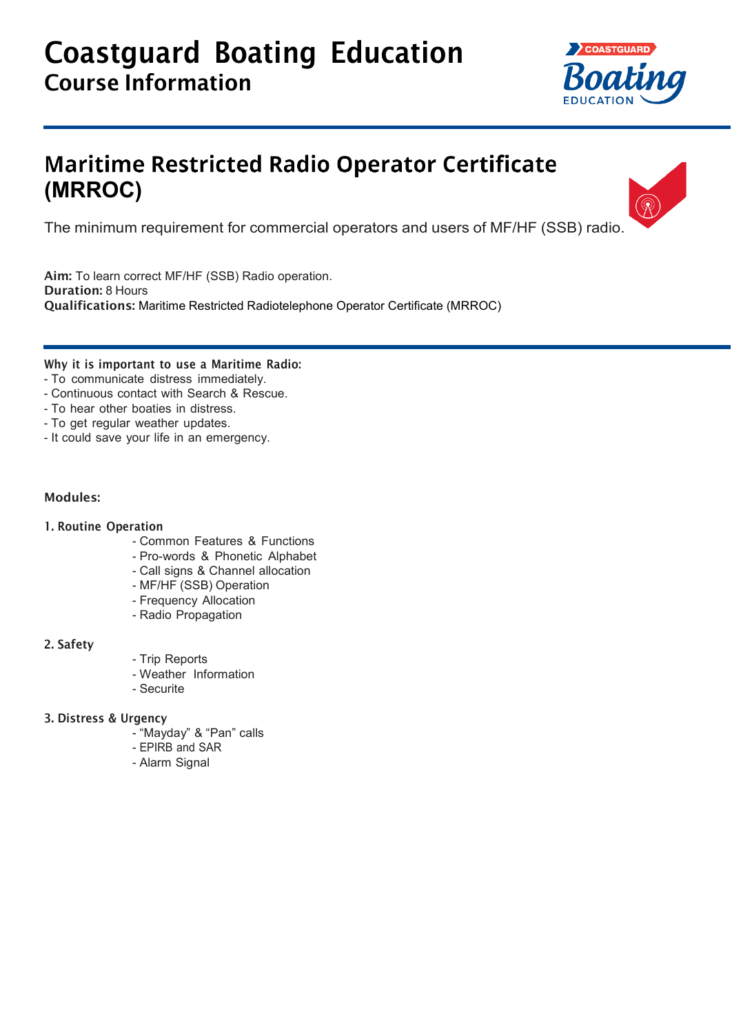# Coastguard Boating Education

## Course Information

## Maritime Restricted Radio Operator Certificate (MRROC)

The minimum requirement for commercial operators and users of MF/HF (SSB) radio.

**Aim:** To learn correct MF/HF (SSB) Radio operation.
**Duration:** 8 Hours
**Qualifications:** Maritime Restricted Radiotelephone Operator Certificate (MRROC)

**Why it is important to use a Maritime Radio:**

- To communicate distress immediately.
- Continuous contact with Search & Rescue.
- To hear other boaties in distress.
- To get regular weather updates.
- It could save your life in an emergency.

**Modules:**

**1. Routine Operation**

- Common Features & Functions
- Pro-words & Phonetic Alphabet
- Call signs & Channel allocation
- MF/HF (SSB) Operation
- Frequency Allocation
- Radio Propagation

**2. Safety**

- Trip Reports
- Weather Information
- Securite

**3. Distress & Urgency**

- "Mayday" & "Pan" calls
- EPIRB and SAR
- Alarm Signal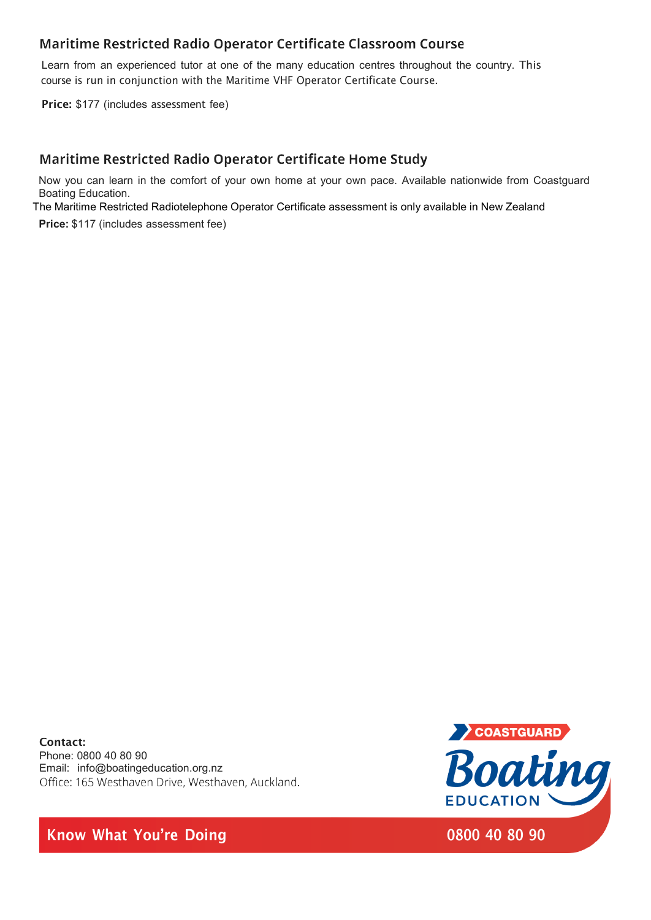## Maritime Restricted Radio Operator Certificate Classroom Course

Learn from an experienced tutor at one of the many education centres throughout the country. This course is run in conjunction with the Maritime VHF Operator Certificate Course.

**Price:** $177 (includes assessment fee)

## Maritime Restricted Radio Operator Certificate Home Study

Now you can learn in the comfort of your own home at your own pace. Available nationwide from Coastguard Boating Education.

The Maritime Restricted Radiotelephone Operator Certificate assessment is only available in New Zealand

**Price:** $117 (includes assessment fee)

**Contact:**
Phone: 0800 40 80 90
Email: info@boatingeducation.org.nz
Office: 165 Westhaven Drive, Westhaven, Auckland.

COASTGUARD Boating EDUCATION

Know What You're Doing

0800 40 80 90